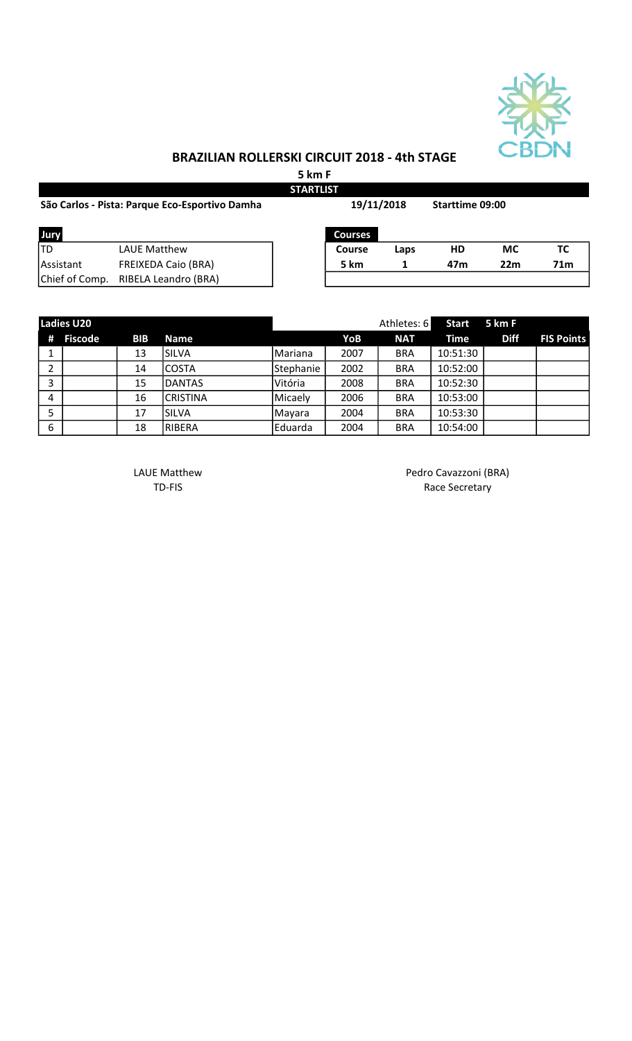# BRAZILIAN ROLLERSKI CIRCUIT 2018 - 4th STAGE

**5 km F**

**STARTLIST**

**São Carlos - Pista: Parque Eco-Esportivo Damha** | **19/11/2018** | **Starttime 09:00**

| Jury | |
|---|---|
| TD | LAUE Matthew |
| Assistant | FREIXEDA Caio (BRA) |
| Chief of Comp. | RIBELA Leandro (BRA) |

| Courses | | | | |
|---|---|---|---|---|
| **Course** | **Laps** | **HD** | **MC** | **TC** |
| **5 km** | **1** | **47m** | **22m** | **71m** |

| Ladies U20 | | | | | | Athletes: 6 | Start | 5 km F | |
|---|---|---|---|---|---|---|---|---|---|
| **#** | **Fiscode** | **BIB** | **Name** | | **YoB** | **NAT** | **Time** | **Diff** | **FIS Points** |
| 1 | | 13 | SILVA | Mariana | 2007 | BRA | 10:51:30 | | |
| 2 | | 14 | COSTA | Stephanie | 2002 | BRA | 10:52:00 | | |
| 3 | | 15 | DANTAS | Vitória | 2008 | BRA | 10:52:30 | | |
| 4 | | 16 | CRISTINA | Micaely | 2006 | BRA | 10:53:00 | | |
| 5 | | 17 | SILVA | Mayara | 2004 | BRA | 10:53:30 | | |
| 6 | | 18 | RIBERA | Eduarda | 2004 | BRA | 10:54:00 | | |

LAUE Matthew
TD-FIS

Pedro Cavazzoni (BRA)
Race Secretary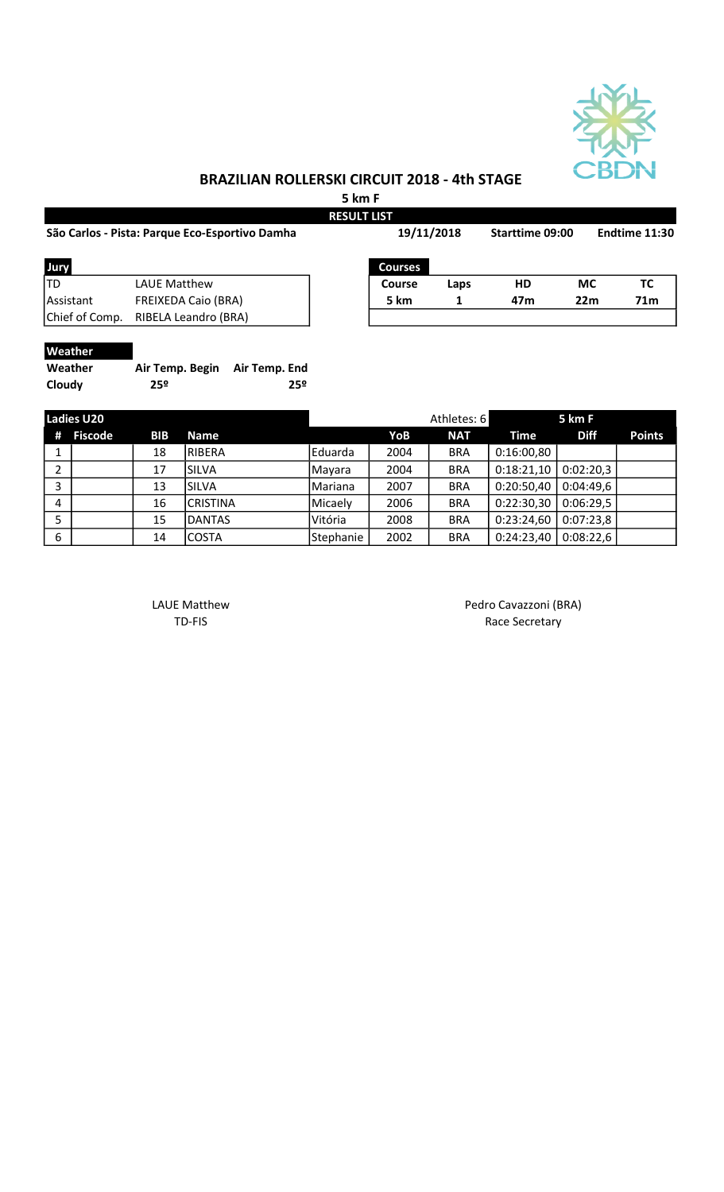## BRAZILIAN ROLLERSKI CIRCUIT 2018 - 4th STAGE

**5 km F**

**RESULT LIST**

**São Carlos - Pista: Parque Eco-Esportivo Damha** | **19/11/2018** | **Starttime 09:00** | **Endtime 11:30**

| Jury | |
|---|---|
| TD | LAUE Matthew |
| Assistant | FREIXEDA Caio (BRA) |
| Chief of Comp. | RIBELA Leandro (BRA) |

| Courses | | | | |
|---|---|---|---|---|
| **Course** | **Laps** | **HD** | **MC** | **TC** |
| **5 km** | **1** | **47m** | **22m** | **71m** |

**Weather**

| Weather | Air Temp. Begin | Air Temp. End |
|---|---|---|
| Cloudy | 25º | 25º |

**Ladies U20** — Athletes: 6 — **5 km F**

| # | Fiscode | BIB | Name | | YoB | NAT | Time | Diff | Points |
|---|---|---|---|---|---|---|---|---|---|
| 1 | | 18 | RIBERA | Eduarda | 2004 | BRA | 0:16:00,80 | | |
| 2 | | 17 | SILVA | Mayara | 2004 | BRA | 0:18:21,10 | 0:02:20,3 | |
| 3 | | 13 | SILVA | Mariana | 2007 | BRA | 0:20:50,40 | 0:04:49,6 | |
| 4 | | 16 | CRISTINA | Micaely | 2006 | BRA | 0:22:30,30 | 0:06:29,5 | |
| 5 | | 15 | DANTAS | Vitória | 2008 | BRA | 0:23:24,60 | 0:07:23,8 | |
| 6 | | 14 | COSTA | Stephanie | 2002 | BRA | 0:24:23,40 | 0:08:22,6 | |

LAUE Matthew
TD-FIS

Pedro Cavazzoni (BRA)
Race Secretary